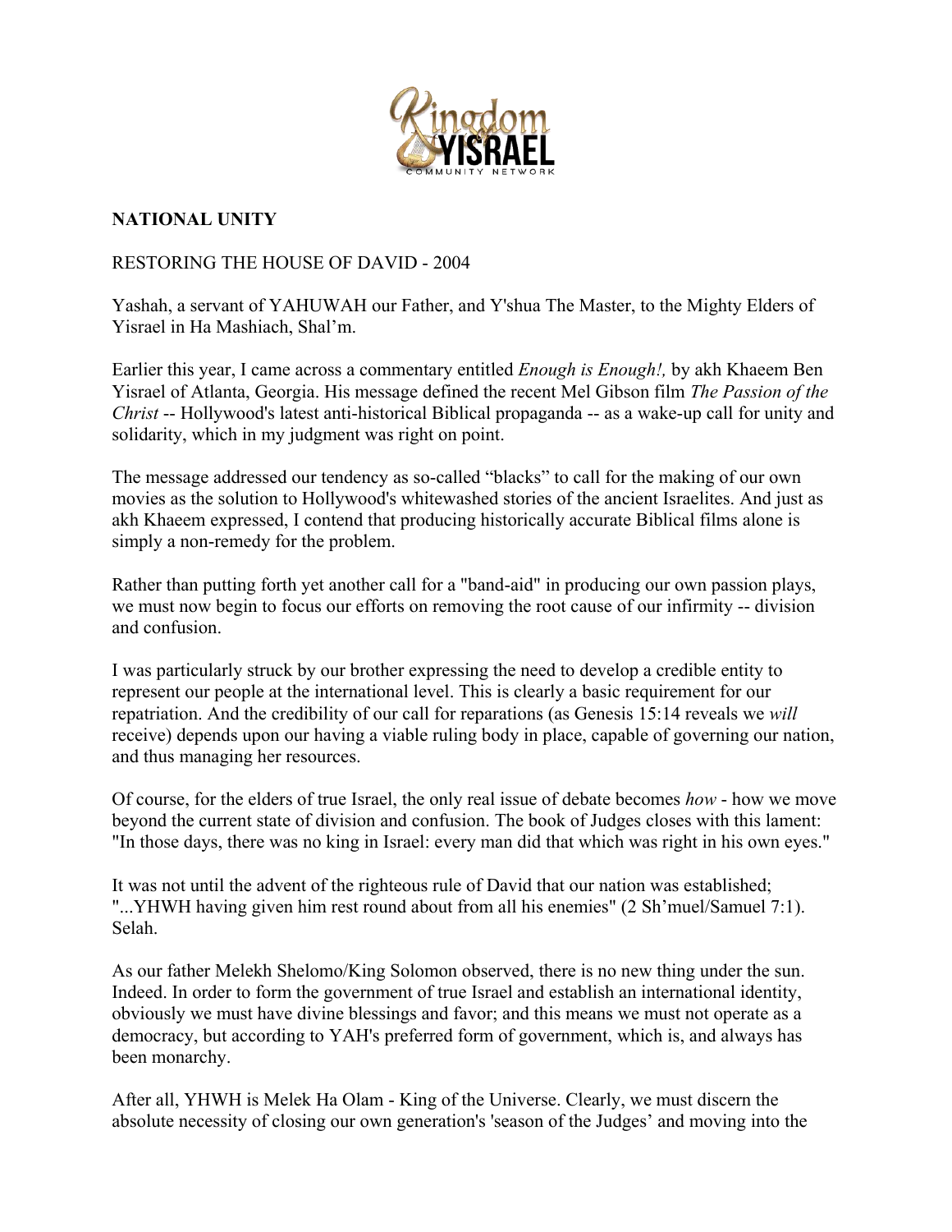**NATIONAL UNITY**

RESTORING THE HOUSE OF DAVID - 2004

Yashah, a servant of YAHUWAH our Father, and Y'shua The Master, to the Mighty Elders of Yisrael in Ha Mashiach, Shal'm.

Earlier this year, I came across a commentary entitled *Enough is Enough!,* by akh Khaeem Ben Yisrael of Atlanta, Georgia. His message defined the recent Mel Gibson film *The Passion of the Christ* -- Hollywood's latest anti-historical Biblical propaganda -- as a wake-up call for unity and solidarity, which in my judgment was right on point.

The message addressed our tendency as so-called "blacks" to call for the making of our own movies as the solution to Hollywood's whitewashed stories of the ancient Israelites. And just as akh Khaeem expressed, I contend that producing historically accurate Biblical films alone is simply a non-remedy for the problem.

Rather than putting forth yet another call for a "band-aid" in producing our own passion plays, we must now begin to focus our efforts on removing the root cause of our infirmity -- division and confusion.

I was particularly struck by our brother expressing the need to develop a credible entity to represent our people at the international level. This is clearly a basic requirement for our repatriation. And the credibility of our call for reparations (as Genesis 15:14 reveals we *will* receive) depends upon our having a viable ruling body in place, capable of governing our nation, and thus managing her resources.

Of course, for the elders of true Israel, the only real issue of debate becomes *how* - how we move beyond the current state of division and confusion. The book of Judges closes with this lament: "In those days, there was no king in Israel: every man did that which was right in his own eyes."

It was not until the advent of the righteous rule of David that our nation was established; "...YHWH having given him rest round about from all his enemies" (2 Sh'muel/Samuel 7:1). Selah.

As our father Melekh Shelomo/King Solomon observed, there is no new thing under the sun. Indeed. In order to form the government of true Israel and establish an international identity, obviously we must have divine blessings and favor; and this means we must not operate as a democracy, but according to YAH's preferred form of government, which is, and always has been monarchy.

After all, YHWH is Melek Ha Olam - King of the Universe. Clearly, we must discern the absolute necessity of closing our own generation's 'season of the Judges' and moving into the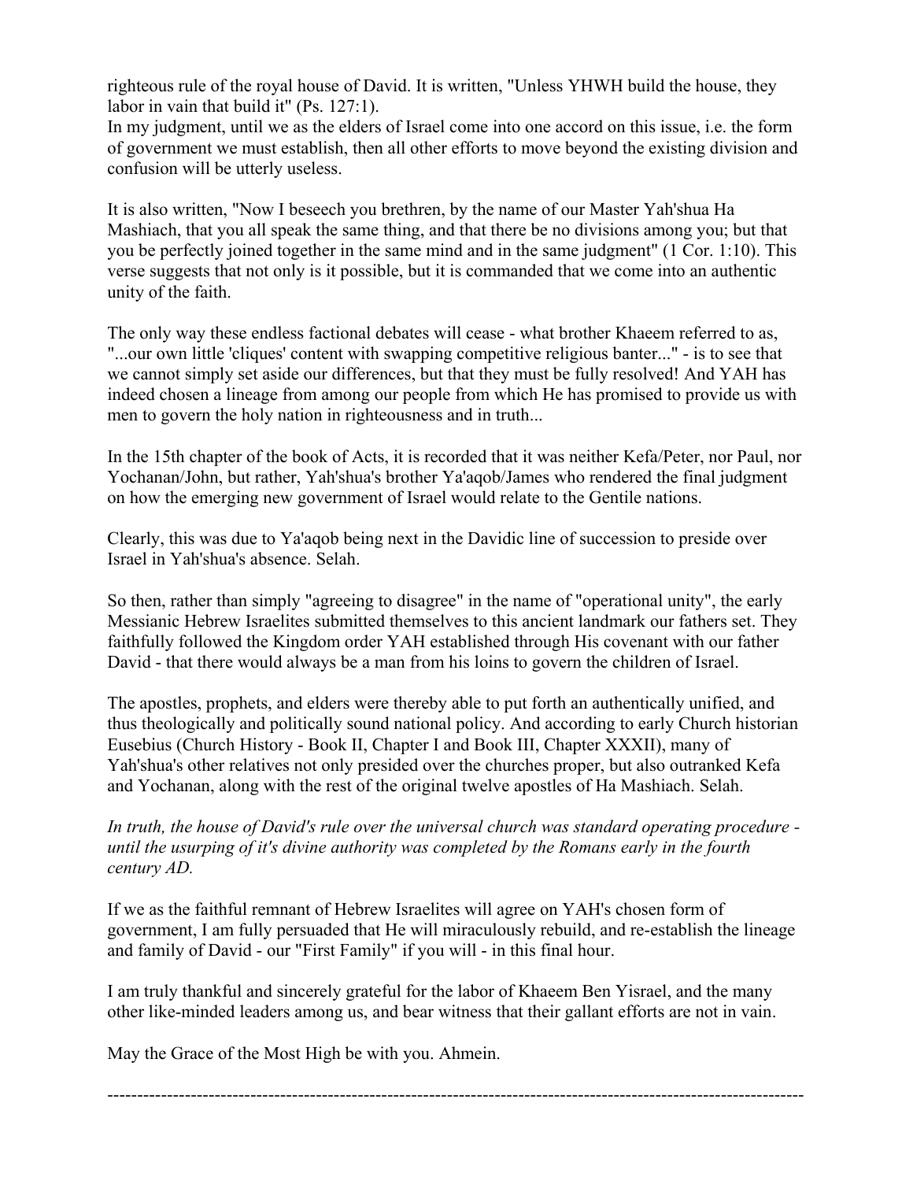righteous rule of the royal house of David. It is written, "Unless YHWH build the house, they labor in vain that build it" (Ps. 127:1).
In my judgment, until we as the elders of Israel come into one accord on this issue, i.e. the form of government we must establish, then all other efforts to move beyond the existing division and confusion will be utterly useless.

It is also written, "Now I beseech you brethren, by the name of our Master Yah'shua Ha Mashiach, that you all speak the same thing, and that there be no divisions among you; but that you be perfectly joined together in the same mind and in the same judgment" (1 Cor. 1:10). This verse suggests that not only is it possible, but it is commanded that we come into an authentic unity of the faith.

The only way these endless factional debates will cease - what brother Khaeem referred to as, "...our own little 'cliques' content with swapping competitive religious banter..." - is to see that we cannot simply set aside our differences, but that they must be fully resolved! And YAH has indeed chosen a lineage from among our people from which He has promised to provide us with men to govern the holy nation in righteousness and in truth...

In the 15th chapter of the book of Acts, it is recorded that it was neither Kefa/Peter, nor Paul, nor Yochanan/John, but rather, Yah'shua's brother Ya'aqob/James who rendered the final judgment on how the emerging new government of Israel would relate to the Gentile nations.

Clearly, this was due to Ya'aqob being next in the Davidic line of succession to preside over Israel in Yah'shua's absence. Selah.

So then, rather than simply "agreeing to disagree" in the name of "operational unity", the early Messianic Hebrew Israelites submitted themselves to this ancient landmark our fathers set. They faithfully followed the Kingdom order YAH established through His covenant with our father David - that there would always be a man from his loins to govern the children of Israel.

The apostles, prophets, and elders were thereby able to put forth an authentically unified, and thus theologically and politically sound national policy. And according to early Church historian Eusebius (Church History - Book II, Chapter I and Book III, Chapter XXXII), many of Yah'shua's other relatives not only presided over the churches proper, but also outranked Kefa and Yochanan, along with the rest of the original twelve apostles of Ha Mashiach. Selah.

*In truth, the house of David's rule over the universal church was standard operating procedure - until the usurping of it's divine authority was completed by the Romans early in the fourth century AD.*

If we as the faithful remnant of Hebrew Israelites will agree on YAH's chosen form of government, I am fully persuaded that He will miraculously rebuild, and re-establish the lineage and family of David - our "First Family" if you will - in this final hour.

I am truly thankful and sincerely grateful for the labor of Khaeem Ben Yisrael, and the many other like-minded leaders among us, and bear witness that their gallant efforts are not in vain.

May the Grace of the Most High be with you. Ahmein.

---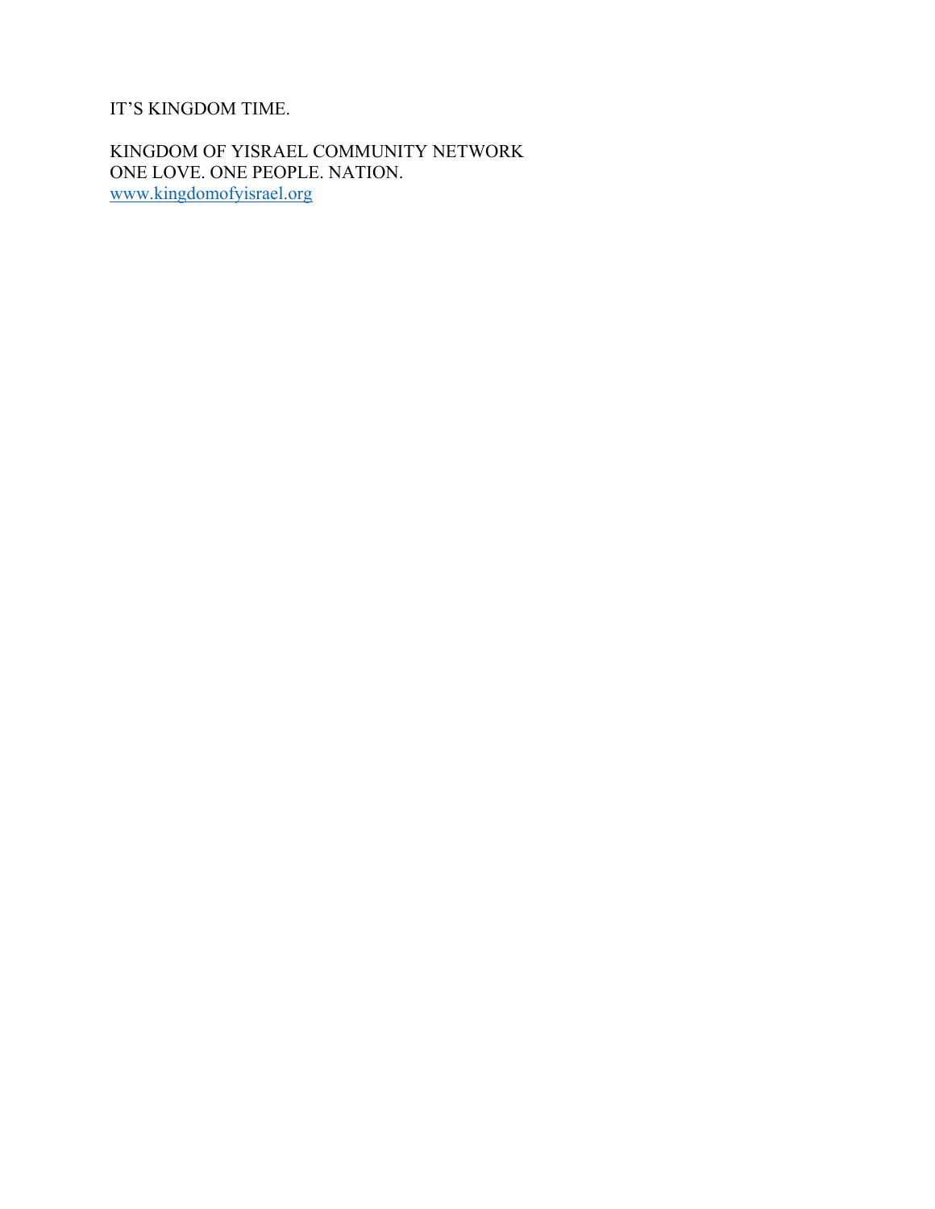IT’S KINGDOM TIME.

KINGDOM OF YISRAEL COMMUNITY NETWORK
ONE LOVE. ONE PEOPLE. NATION.
www.kingdomofyisrael.org